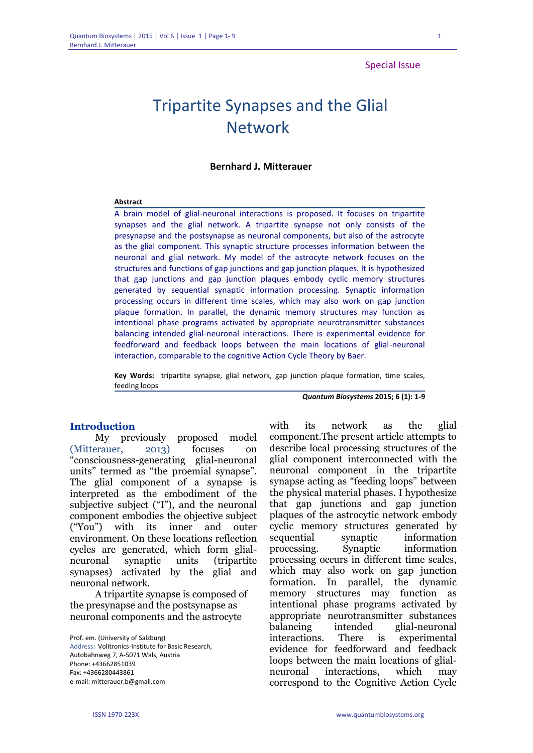Special Issue

# Tripartite Synapses and the Glial Network

**Bernhard J. Mitterauer**

**Abstract**

A brain model of glial-neuronal interactions is proposed. It focuses on tripartite synapses and the glial network. A tripartite synapse not only consists of the presynapse and the postsynapse as neuronal components, but also of the astrocyte as the glial component. This synaptic structure processes information between the neuronal and glial network. My model of the astrocyte network focuses on the structures and functions of gap junctions and gap junction plaques. It is hypothesized that gap junctions and gap junction plaques embody cyclic memory structures generated by sequential synaptic information processing. Synaptic information processing occurs in different time scales, which may also work on gap junction plaque formation. In parallel, the dynamic memory structures may function as intentional phase programs activated by appropriate neurotransmitter substances balancing intended glial-neuronal interactions. There is experimental evidence for feedforward and feedback loops between the main locations of glial-neuronal interaction, comparable to the cognitive Action Cycle Theory by Baer.

**Key Words:** tripartite synapse, glial network, gap junction plaque formation, time scales, feeding loops

***Quantum Biosystems* 2015; 6 (1): 1-9**

## Introduction

My previously proposed model (Mitterauer, 2013) focuses on "consciousness-generating glial-neuronal units" termed as "the proemial synapse". The glial component of a synapse is interpreted as the embodiment of the subjective subject ("I"), and the neuronal component embodies the objective subject ("You") with its inner and outer environment. On these locations reflection cycles are generated, which form glial-neuronal synaptic units (tripartite synapses) activated by the glial and neuronal network.

A tripartite synapse is composed of the presynapse and the postsynapse as neuronal components and the astrocyte with its network as the glial component.The present article attempts to describe local processing structures of the glial component interconnected with the neuronal component in the tripartite synapse acting as "feeding loops" between the physical material phases. I hypothesize that gap junctions and gap junction plaques of the astrocytic network embody cyclic memory structures generated by sequential synaptic information processing. Synaptic information processing occurs in different time scales, which may also work on gap junction formation. In parallel, the dynamic memory structures may function as intentional phase programs activated by appropriate neurotransmitter substances balancing intended glial-neuronal interactions. There is experimental evidence for feedforward and feedback loops between the main locations of glial-neuronal interactions, which may correspond to the Cognitive Action Cycle

Prof. em. (University of Salzburg)
Address: Volitronics-Institute for Basic Research, Autobahnweg 7, A-5071 Wals, Austria
Phone: +43662851039
Fax: +4366280443861
e-mail: mitterauer.b@gmail.com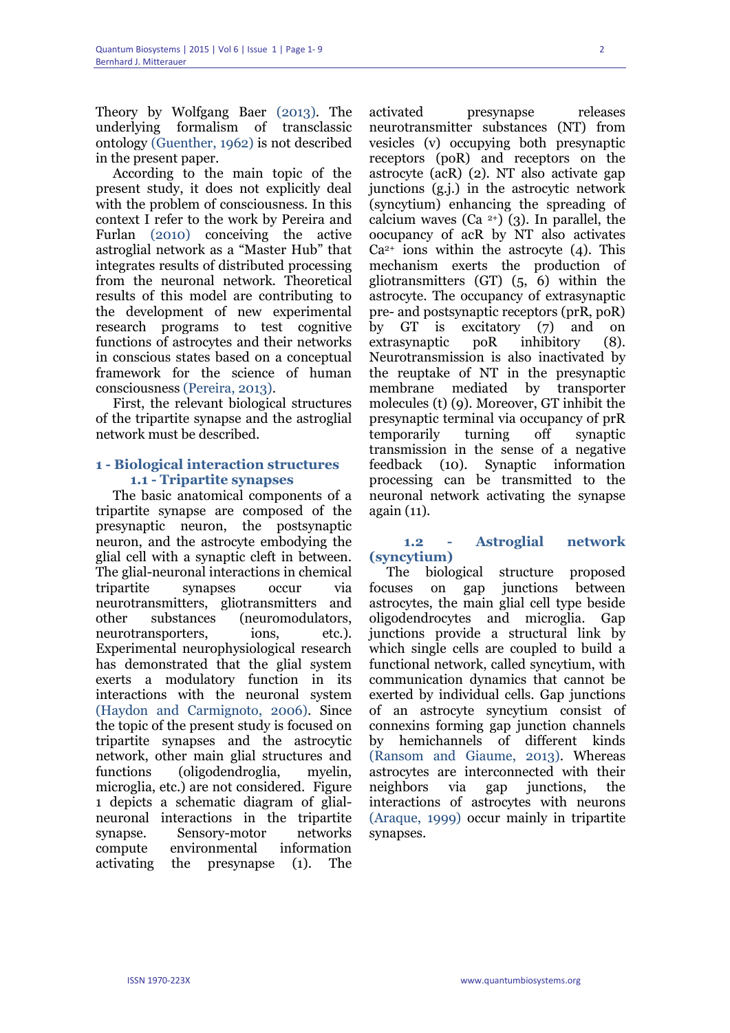Theory by Wolfgang Baer (2013). The underlying formalism of transclassic ontology (Guenther, 1962) is not described in the present paper.

According to the main topic of the present study, it does not explicitly deal with the problem of consciousness. In this context I refer to the work by Pereira and Furlan (2010) conceiving the active astroglial network as a "Master Hub" that integrates results of distributed processing from the neuronal network. Theoretical results of this model are contributing to the development of new experimental research programs to test cognitive functions of astrocytes and their networks in conscious states based on a conceptual framework for the science of human consciousness (Pereira, 2013).

First, the relevant biological structures of the tripartite synapse and the astroglial network must be described.

## 1 - Biological interaction structures

### 1.1 - Tripartite synapses

The basic anatomical components of a tripartite synapse are composed of the presynaptic neuron, the postsynaptic neuron, and the astrocyte embodying the glial cell with a synaptic cleft in between. The glial-neuronal interactions in chemical tripartite synapses occur via neurotransmitters, gliotransmitters and other substances (neuromodulators, neurotransporters, ions, etc.). Experimental neurophysiological research has demonstrated that the glial system exerts a modulatory function in its interactions with the neuronal system (Haydon and Carmignoto, 2006). Since the topic of the present study is focused on tripartite synapses and the astrocytic network, other main glial structures and functions (oligodendroglia, myelin, microglia, etc.) are not considered. Figure 1 depicts a schematic diagram of glial-neuronal interactions in the tripartite synapse. Sensory-motor networks compute environmental information activating the presynapse (1). The activated presynapse releases neurotransmitter substances (NT) from vesicles (v) occupying both presynaptic receptors (poR) and receptors on the astrocyte (acR) (2). NT also activate gap junctions (g.j.) in the astrocytic network (syncytium) enhancing the spreading of calcium waves ($Ca^{2+}$) (3). In parallel, the oocupancy of acR by NT also activates $Ca^{2+}$ ions within the astrocyte (4). This mechanism exerts the production of gliotransmitters (GT) (5, 6) within the astrocyte. The occupancy of extrasynaptic pre- and postsynaptic receptors (prR, poR) by GT is excitatory (7) and on extrasynaptic poR inhibitory (8). Neurotransmission is also inactivated by the reuptake of NT in the presynaptic membrane mediated by transporter molecules (t) (9). Moreover, GT inhibit the presynaptic terminal via occupancy of prR temporarily turning off synaptic transmission in the sense of a negative feedback (10). Synaptic information processing can be transmitted to the neuronal network activating the synapse again (11).

### 1.2 - Astroglial network (syncytium)

The biological structure proposed focuses on gap junctions between astrocytes, the main glial cell type beside oligodendrocytes and microglia. Gap junctions provide a structural link by which single cells are coupled to build a functional network, called syncytium, with communication dynamics that cannot be exerted by individual cells. Gap junctions of an astrocyte syncytium consist of connexins forming gap junction channels by hemichannels of different kinds (Ransom and Giaume, 2013). Whereas astrocytes are interconnected with their neighbors via gap junctions, the interactions of astrocytes with neurons (Araque, 1999) occur mainly in tripartite synapses.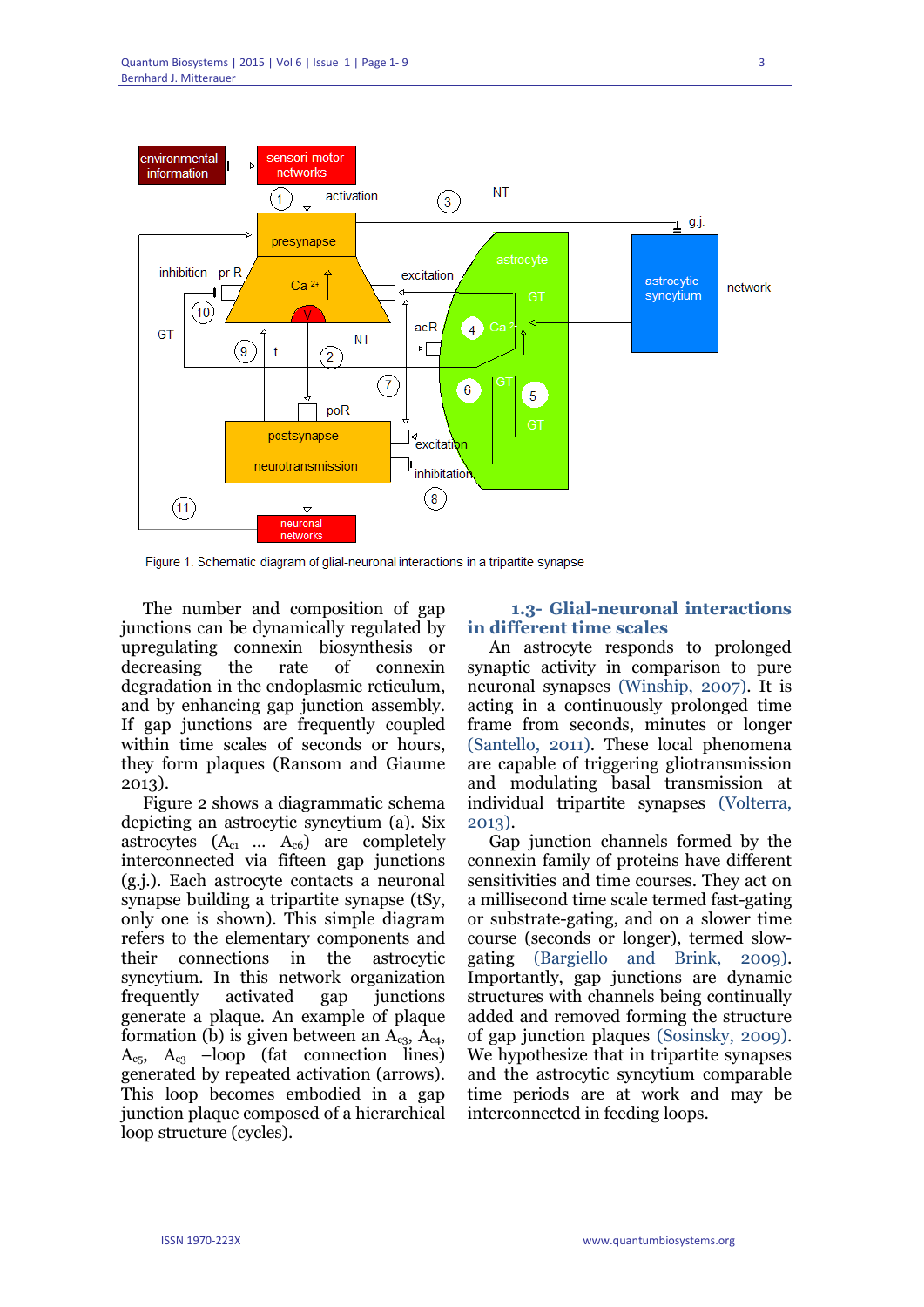Figure 1. Schematic diagram of glial-neuronal interactions in a tripartite synapse

The number and composition of gap junctions can be dynamically regulated by upregulating connexin biosynthesis or decreasing the rate of connexin degradation in the endoplasmic reticulum, and by enhancing gap junction assembly. If gap junctions are frequently coupled within time scales of seconds or hours, they form plaques (Ransom and Giaume 2013).

Figure 2 shows a diagrammatic schema depicting an astrocytic syncytium (a). Six astrocytes ($A_{c1}$ ... $A_{c6}$) are completely interconnected via fifteen gap junctions (g.j.). Each astrocyte contacts a neuronal synapse building a tripartite synapse (tSy, only one is shown). This simple diagram refers to the elementary components and their connections in the astrocytic syncytium. In this network organization frequently activated gap junctions generate a plaque. An example of plaque formation (b) is given between an $A_{c3}$, $A_{c4}$, $A_{c5}$, $A_{c3}$ –loop (fat connection lines) generated by repeated activation (arrows). This loop becomes embodied in a gap junction plaque composed of a hierarchical loop structure (cycles).

### 1.3- Glial-neuronal interactions in different time scales

An astrocyte responds to prolonged synaptic activity in comparison to pure neuronal synapses (Winship, 2007). It is acting in a continuously prolonged time frame from seconds, minutes or longer (Santello, 2011). These local phenomena are capable of triggering gliotransmission and modulating basal transmission at individual tripartite synapses (Volterra, 2013).

Gap junction channels formed by the connexin family of proteins have different sensitivities and time courses. They act on a millisecond time scale termed fast-gating or substrate-gating, and on a slower time course (seconds or longer), termed slow-gating (Bargiello and Brink, 2009). Importantly, gap junctions are dynamic structures with channels being continually added and removed forming the structure of gap junction plaques (Sosinsky, 2009). We hypothesize that in tripartite synapses and the astrocytic syncytium comparable time periods are at work and may be interconnected in feeding loops.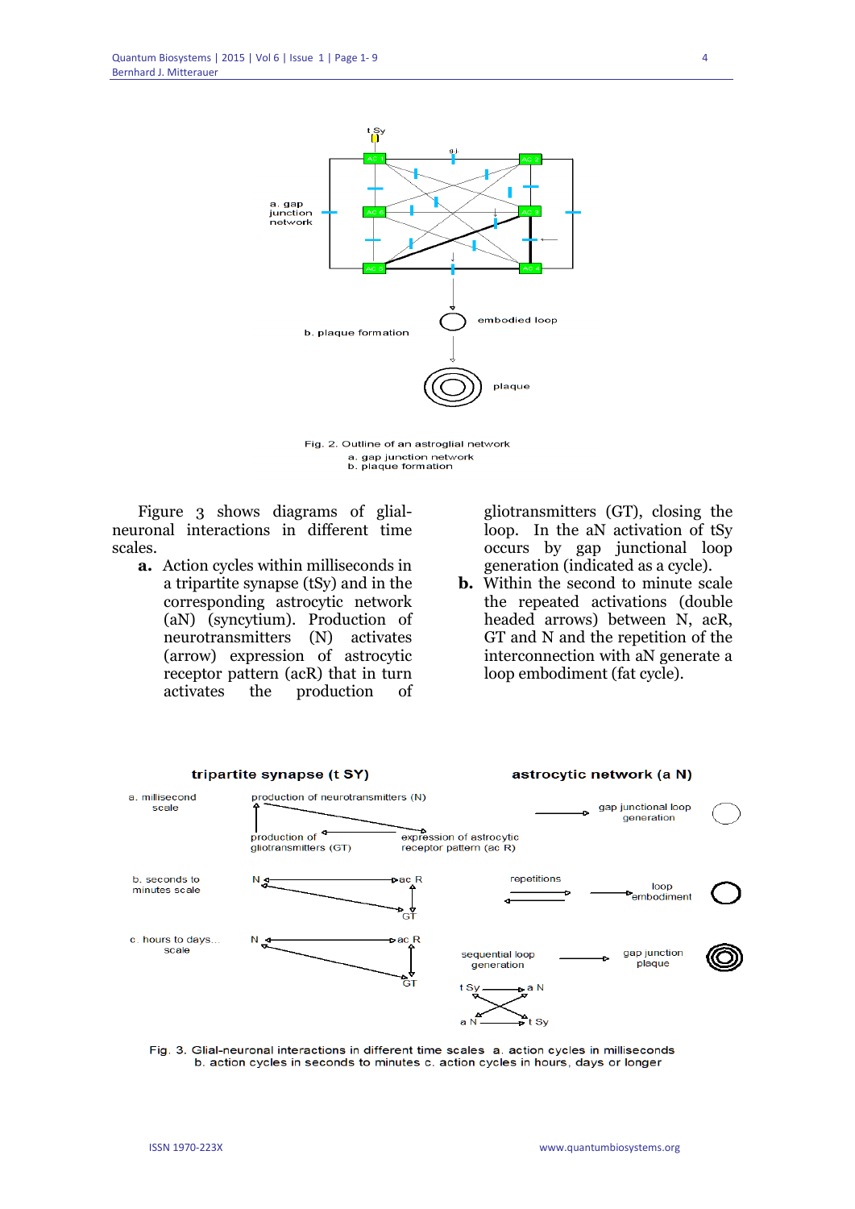Fig. 2. Outline of an astroglial network
a. gap junction network
b. plaque formation

Figure 3 shows diagrams of glial-neuronal interactions in different time scales.

**a.** Action cycles within milliseconds in a tripartite synapse (tSy) and in the corresponding astrocytic network (aN) (syncytium). Production of neurotransmitters (N) activates (arrow) expression of astrocytic receptor pattern (acR) that in turn activates the production of gliotransmitters (GT), closing the loop. In the aN activation of tSy occurs by gap junctional loop generation (indicated as a cycle).

**b.** Within the second to minute scale the repeated activations (double headed arrows) between N, acR, GT and N and the repetition of the interconnection with aN generate a loop embodiment (fat cycle).

Fig. 3. Glial-neuronal interactions in different time scales a. action cycles in milliseconds b. action cycles in seconds to minutes c. action cycles in hours, days or longer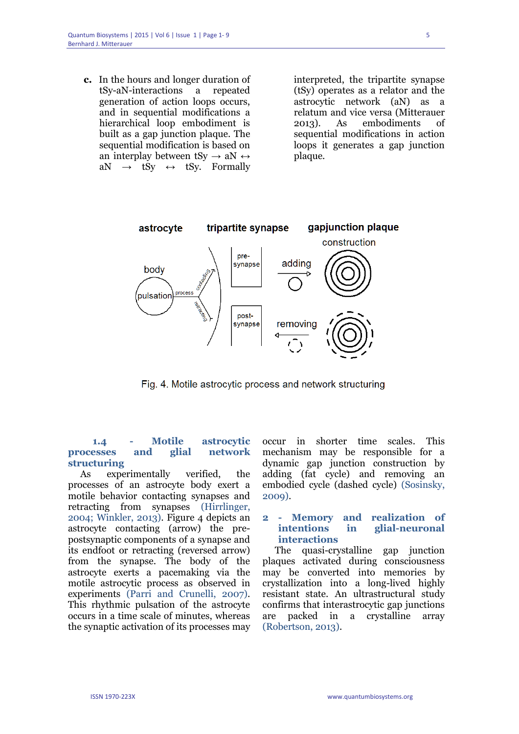**c.** In the hours and longer duration of tSy-aN-interactions a repeated generation of action loops occurs, and in sequential modifications a hierarchical loop embodiment is built as a gap junction plaque. The sequential modification is based on an interplay between tSy $\rightarrow$ aN $\leftrightarrow$ aN $\rightarrow$ tSy $\leftrightarrow$ tSy. Formally interpreted, the tripartite synapse (tSy) operates as a relator and the astrocytic network (aN) as a relatum and vice versa (Mitterauer 2013). As embodiments of sequential modifications in action loops it generates a gap junction plaque.

Fig. 4. Motile astrocytic process and network structuring

### 1.4 - Motile astrocytic processes and glial network structuring

As experimentally verified, the processes of an astrocyte body exert a motile behavior contacting synapses and retracting from synapses (Hirrlinger, 2004; Winkler, 2013). Figure 4 depicts an astrocyte contacting (arrow) the pre-postsynaptic components of a synapse and its endfoot or retracting (reversed arrow) from the synapse. The body of the astrocyte exerts a pacemaking via the motile astrocytic process as observed in experiments (Parri and Crunelli, 2007). This rhythmic pulsation of the astrocyte occurs in a time scale of minutes, whereas the synaptic activation of its processes may occur in shorter time scales. This mechanism may be responsible for a dynamic gap junction construction by adding (fat cycle) and removing an embodied cycle (dashed cycle) (Sosinsky, 2009).

## 2 - Memory and realization of intentions in glial-neuronal interactions

The quasi-crystalline gap junction plaques activated during consciousness may be converted into memories by crystallization into a long-lived highly resistant state. An ultrastructural study confirms that interastrocytic gap junctions are packed in a crystalline array (Robertson, 2013).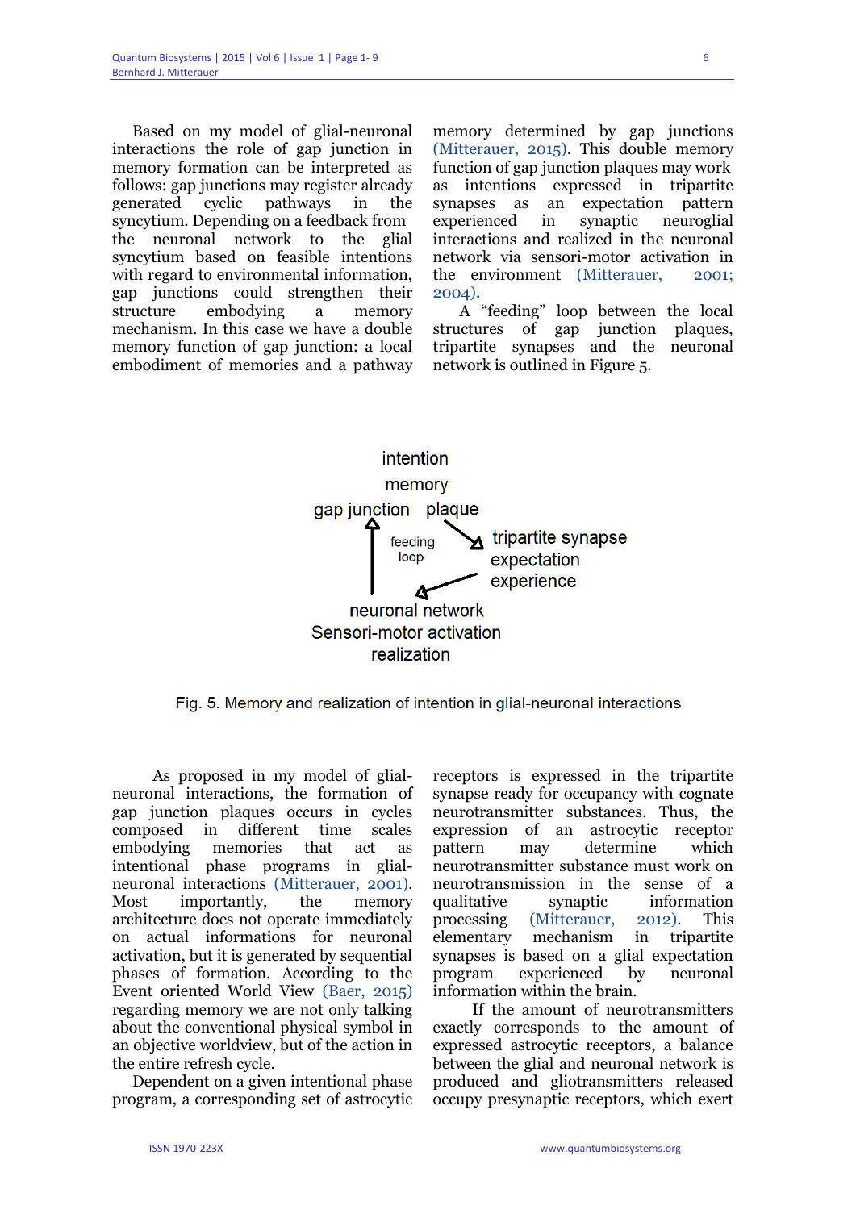Based on my model of glial-neuronal interactions the role of gap junction in memory formation can be interpreted as follows: gap junctions may register already generated cyclic pathways in the syncytium. Depending on a feedback from the neuronal network to the glial syncytium based on feasible intentions with regard to environmental information, gap junctions could strengthen their structure embodying a memory mechanism. In this case we have a double memory function of gap junction: a local embodiment of memories and a pathway memory determined by gap junctions (Mitterauer, 2015). This double memory function of gap junction plaques may work as intentions expressed in tripartite synapses as an expectation pattern experienced in synaptic neuroglial interactions and realized in the neuronal network via sensori-motor activation in the environment (Mitterauer, 2001; 2004).

A "feeding" loop between the local structures of gap junction plaques, tripartite synapses and the neuronal network is outlined in Figure 5.

intention
memory
gap junction plaque

feeding loop

tripartite synapse
expectation
experience

neuronal network
Sensori-motor activation
realization

Fig. 5. Memory and realization of intention in glial-neuronal interactions

As proposed in my model of glial-neuronal interactions, the formation of gap junction plaques occurs in cycles composed in different time scales embodying memories that act as intentional phase programs in glial-neuronal interactions (Mitterauer, 2001). Most importantly, the memory architecture does not operate immediately on actual informations for neuronal activation, but it is generated by sequential phases of formation. According to the Event oriented World View (Baer, 2015) regarding memory we are not only talking about the conventional physical symbol in an objective worldview, but of the action in the entire refresh cycle.

Dependent on a given intentional phase program, a corresponding set of astrocytic receptors is expressed in the tripartite synapse ready for occupancy with cognate neurotransmitter substances. Thus, the expression of an astrocytic receptor pattern may determine which neurotransmitter substance must work on neurotransmission in the sense of a qualitative synaptic information processing (Mitterauer, 2012). This elementary mechanism in tripartite synapses is based on a glial expectation program experienced by neuronal information within the brain.

If the amount of neurotransmitters exactly corresponds to the amount of expressed astrocytic receptors, a balance between the glial and neuronal network is produced and gliotransmitters released occupy presynaptic receptors, which exert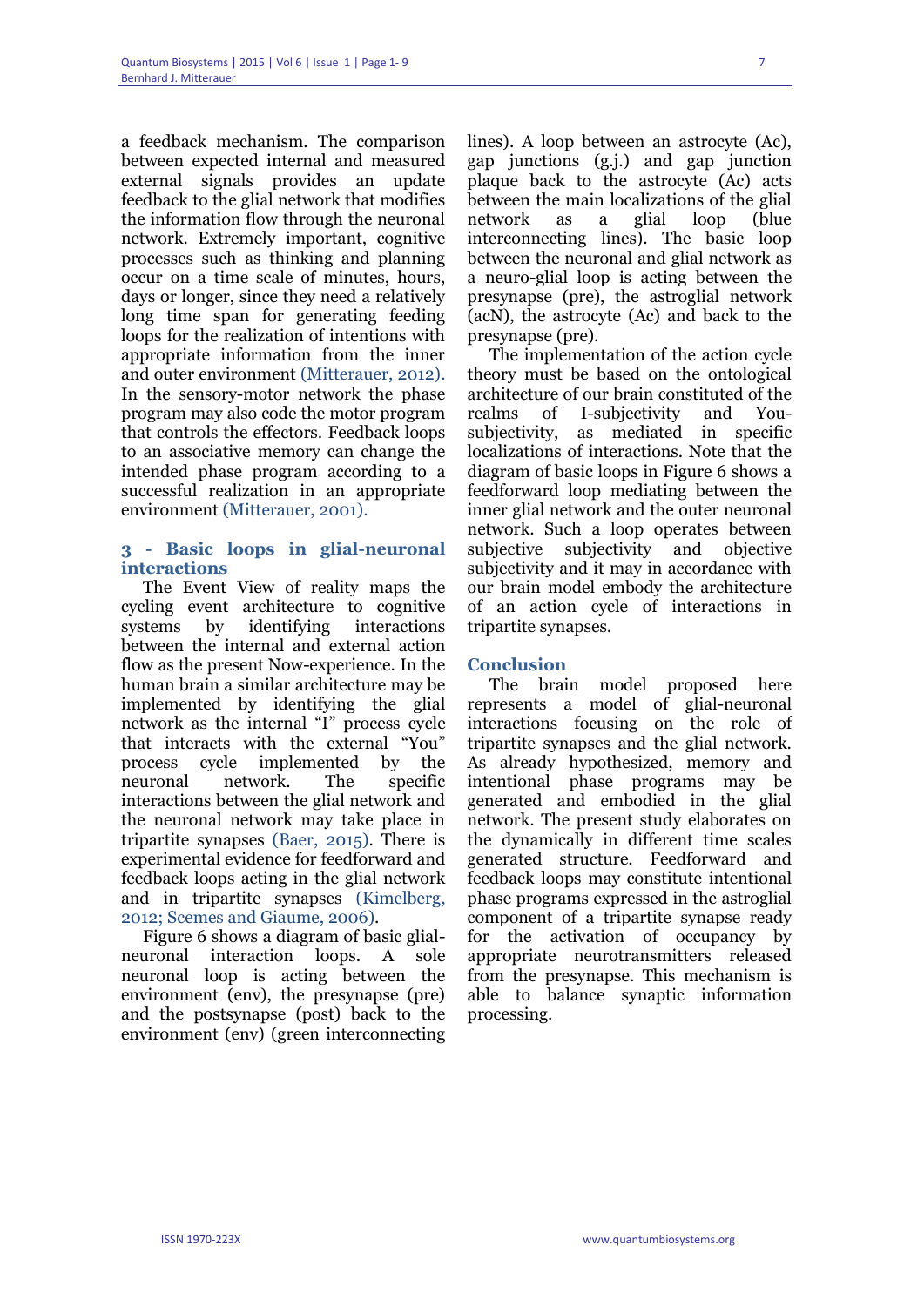a feedback mechanism. The comparison between expected internal and measured external signals provides an update feedback to the glial network that modifies the information flow through the neuronal network. Extremely important, cognitive processes such as thinking and planning occur on a time scale of minutes, hours, days or longer, since they need a relatively long time span for generating feeding loops for the realization of intentions with appropriate information from the inner and outer environment (Mitterauer, 2012). In the sensory-motor network the phase program may also code the motor program that controls the effectors. Feedback loops to an associative memory can change the intended phase program according to a successful realization in an appropriate environment (Mitterauer, 2001).

## 3 - Basic loops in glial-neuronal interactions

The Event View of reality maps the cycling event architecture to cognitive systems by identifying interactions between the internal and external action flow as the present Now-experience. In the human brain a similar architecture may be implemented by identifying the glial network as the internal "I" process cycle that interacts with the external "You" process cycle implemented by the neuronal network. The specific interactions between the glial network and the neuronal network may take place in tripartite synapses (Baer, 2015). There is experimental evidence for feedforward and feedback loops acting in the glial network and in tripartite synapses (Kimelberg, 2012; Scemes and Giaume, 2006).

Figure 6 shows a diagram of basic glial-neuronal interaction loops. A sole neuronal loop is acting between the environment (env), the presynapse (pre) and the postsynapse (post) back to the environment (env) (green interconnecting lines). A loop between an astrocyte (Ac), gap junctions (g.j.) and gap junction plaque back to the astrocyte (Ac) acts between the main localizations of the glial network as a glial loop (blue interconnecting lines). The basic loop between the neuronal and glial network as a neuro-glial loop is acting between the presynapse (pre), the astroglial network (acN), the astrocyte (Ac) and back to the presynapse (pre).

The implementation of the action cycle theory must be based on the ontological architecture of our brain constituted of the realms of I-subjectivity and You-subjectivity, as mediated in specific localizations of interactions. Note that the diagram of basic loops in Figure 6 shows a feedforward loop mediating between the inner glial network and the outer neuronal network. Such a loop operates between subjective subjectivity and objective subjectivity and it may in accordance with our brain model embody the architecture of an action cycle of interactions in tripartite synapses.

## Conclusion

The brain model proposed here represents a model of glial-neuronal interactions focusing on the role of tripartite synapses and the glial network. As already hypothesized, memory and intentional phase programs may be generated and embodied in the glial network. The present study elaborates on the dynamically in different time scales generated structure. Feedforward and feedback loops may constitute intentional phase programs expressed in the astroglial component of a tripartite synapse ready for the activation of occupancy by appropriate neurotransmitters released from the presynapse. This mechanism is able to balance synaptic information processing.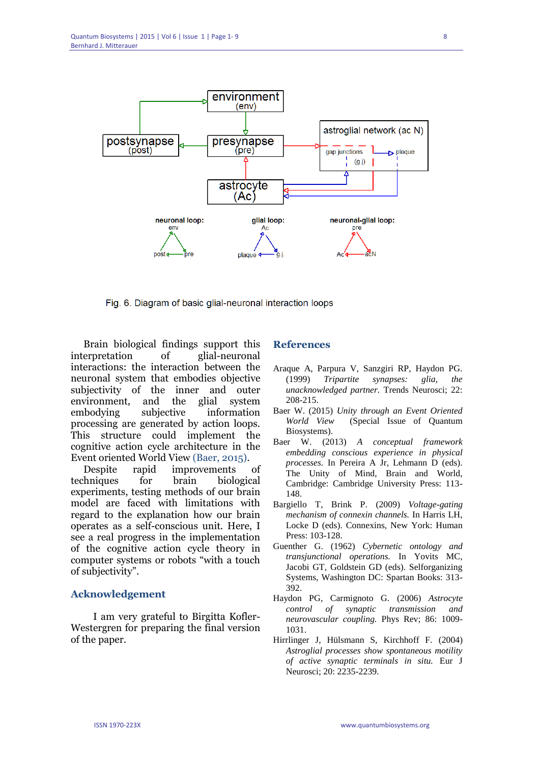Fig. 6. Diagram of basic glial-neuronal interaction loops

Brain biological findings support this interpretation of glial-neuronal interactions: the interaction between the neuronal system that embodies objective subjectivity of the inner and outer environment, and the glial system embodying subjective information processing are generated by action loops. This structure could implement the cognitive action cycle architecture in the Event oriented World View (Baer, 2015).

Despite rapid improvements of techniques for brain biological experiments, testing methods of our brain model are faced with limitations with regard to the explanation how our brain operates as a self-conscious unit. Here, I see a real progress in the implementation of the cognitive action cycle theory in computer systems or robots "with a touch of subjectivity".

## Acknowledgement

I am very grateful to Birgitta Kofler-Westergren for preparing the final version of the paper.

## References

Araque A, Parpura V, Sanzgiri RP, Haydon PG. (1999) *Tripartite synapses: glia, the unacknowledged partner.* Trends Neurosci; 22: 208-215.

Baer W. (2015) *Unity through an Event Oriented World View* (Special Issue of Quantum Biosystems).

Baer W. (2013) *A conceptual framework embedding conscious experience in physical processes.* In Pereira A Jr, Lehmann D (eds). The Unity of Mind, Brain and World, Cambridge: Cambridge University Press: 113-148.

Bargiello T, Brink P. (2009) *Voltage-gating mechanism of connexin channels.* In Harris LH, Locke D (eds). Connexins, New York: Human Press: 103-128.

Guenther G. (1962) *Cybernetic ontology and transjunctional operations.* In Yovits MC, Jacobi GT, Goldstein GD (eds). Selforganizing Systems, Washington DC: Spartan Books: 313-392.

Haydon PG, Carmignoto G. (2006) *Astrocyte control of synaptic transmission and neurovascular coupling.* Phys Rev; 86: 1009-1031.

Hirrlinger J, Hülsmann S, Kirchhoff F. (2004) *Astroglial processes show spontaneous motility of active synaptic terminals in situ.* Eur J Neurosci; 20: 2235-2239.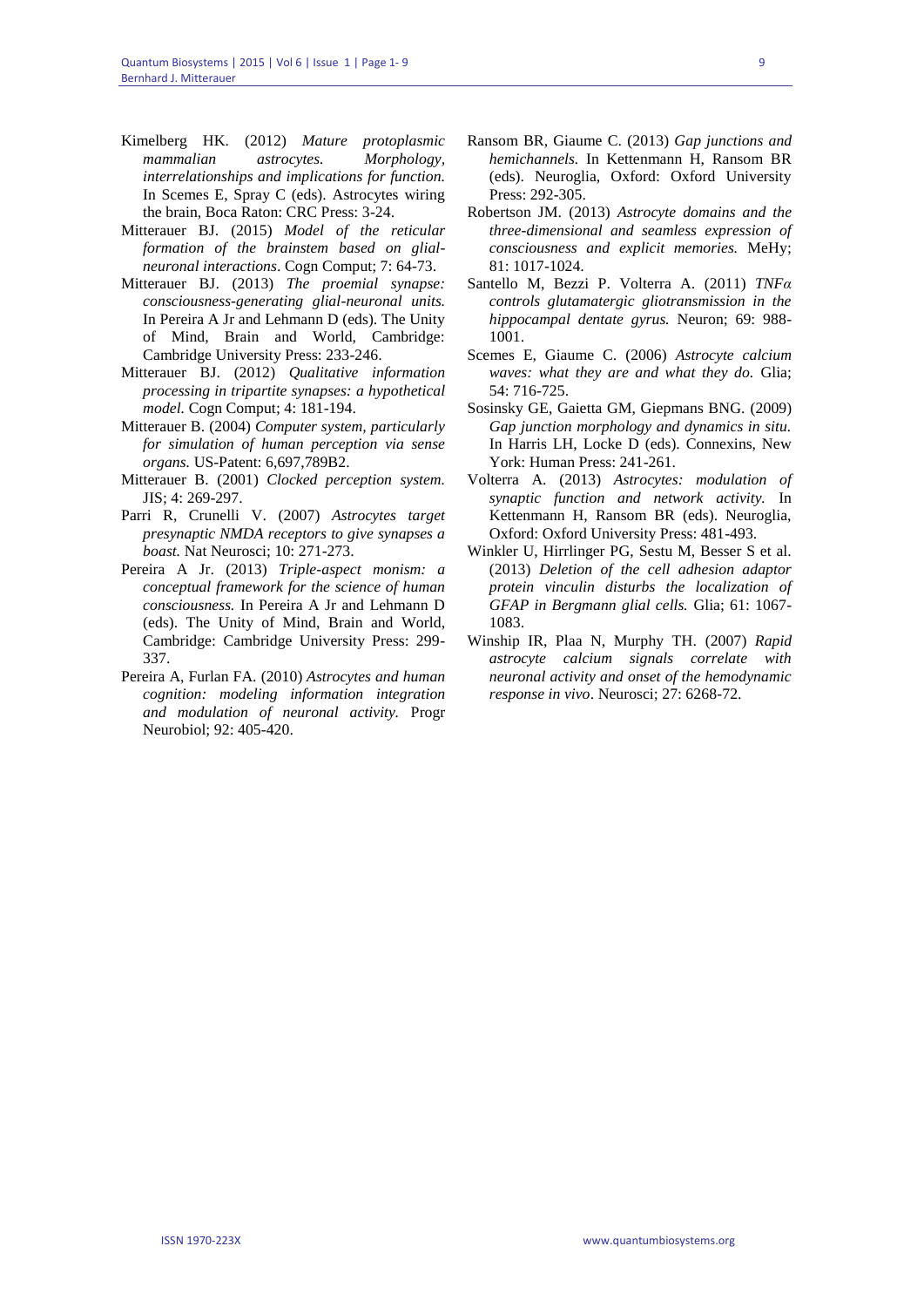Kimelberg HK. (2012) *Mature protoplasmic mammalian astrocytes. Morphology, interrelationships and implications for function.* In Scemes E, Spray C (eds). Astrocytes wiring the brain, Boca Raton: CRC Press: 3-24.

Mitterauer BJ. (2015) *Model of the reticular formation of the brainstem based on glial-neuronal interactions*. Cogn Comput; 7: 64-73.

Mitterauer BJ. (2013) *The proemial synapse: consciousness-generating glial-neuronal units.* In Pereira A Jr and Lehmann D (eds). The Unity of Mind, Brain and World, Cambridge: Cambridge University Press: 233-246.

Mitterauer BJ. (2012) *Qualitative information processing in tripartite synapses: a hypothetical model.* Cogn Comput; 4: 181-194.

Mitterauer B. (2004) *Computer system, particularly for simulation of human perception via sense organs.* US-Patent: 6,697,789B2.

Mitterauer B. (2001) *Clocked perception system.* JIS; 4: 269-297.

Parri R, Crunelli V. (2007) *Astrocytes target presynaptic NMDA receptors to give synapses a boast.* Nat Neurosci; 10: 271-273.

Pereira A Jr. (2013) *Triple-aspect monism: a conceptual framework for the science of human consciousness.* In Pereira A Jr and Lehmann D (eds). The Unity of Mind, Brain and World, Cambridge: Cambridge University Press: 299-337.

Pereira A, Furlan FA. (2010) *Astrocytes and human cognition: modeling information integration and modulation of neuronal activity.* Progr Neurobiol; 92: 405-420.

Ransom BR, Giaume C. (2013) *Gap junctions and hemichannels.* In Kettenmann H, Ransom BR (eds). Neuroglia, Oxford: Oxford University Press: 292-305.

Robertson JM. (2013) *Astrocyte domains and the three-dimensional and seamless expression of consciousness and explicit memories.* MeHy; 81: 1017-1024.

Santello M, Bezzi P. Volterra A. (2011) *TNFα controls glutamatergic gliotransmission in the hippocampal dentate gyrus.* Neuron; 69: 988-1001.

Scemes E, Giaume C. (2006) *Astrocyte calcium waves: what they are and what they do.* Glia; 54: 716-725.

Sosinsky GE, Gaietta GM, Giepmans BNG. (2009) *Gap junction morphology and dynamics in situ.* In Harris LH, Locke D (eds). Connexins, New York: Human Press: 241-261.

Volterra A. (2013) *Astrocytes: modulation of synaptic function and network activity.* In Kettenmann H, Ransom BR (eds). Neuroglia, Oxford: Oxford University Press: 481-493.

Winkler U, Hirrlinger PG, Sestu M, Besser S et al. (2013) *Deletion of the cell adhesion adaptor protein vinculin disturbs the localization of GFAP in Bergmann glial cells.* Glia; 61: 1067-1083.

Winship IR, Plaa N, Murphy TH. (2007) *Rapid astrocyte calcium signals correlate with neuronal activity and onset of the hemodynamic response in vivo*. Neurosci; 27: 6268-72.